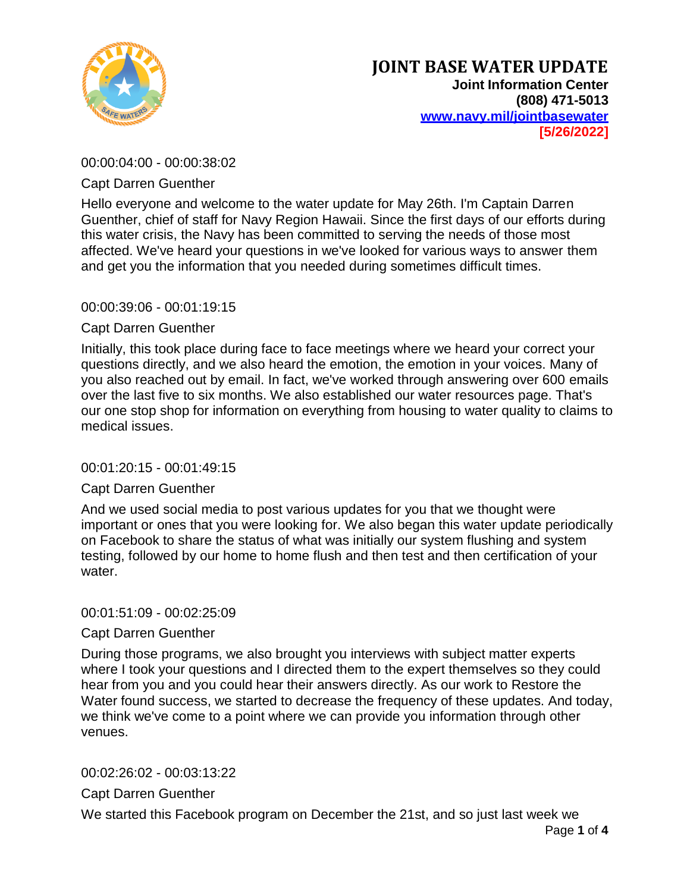# JOINT BASE WATER UPDATE

**Joint Information Center**
**(808) 471-5013**
**[www.navy.mil/jointbasewater](www.navy.mil/jointbasewater)**
**[5/26/2022]**

00:00:04:00 - 00:00:38:02

Capt Darren Guenther

Hello everyone and welcome to the water update for May 26th. I'm Captain Darren Guenther, chief of staff for Navy Region Hawaii. Since the first days of our efforts during this water crisis, the Navy has been committed to serving the needs of those most affected. We've heard your questions in we've looked for various ways to answer them and get you the information that you needed during sometimes difficult times.

00:00:39:06 - 00:01:19:15

Capt Darren Guenther

Initially, this took place during face to face meetings where we heard your correct your questions directly, and we also heard the emotion, the emotion in your voices. Many of you also reached out by email. In fact, we've worked through answering over 600 emails over the last five to six months. We also established our water resources page. That's our one stop shop for information on everything from housing to water quality to claims to medical issues.

00:01:20:15 - 00:01:49:15

Capt Darren Guenther

And we used social media to post various updates for you that we thought were important or ones that you were looking for. We also began this water update periodically on Facebook to share the status of what was initially our system flushing and system testing, followed by our home to home flush and then test and then certification of your water.

00:01:51:09 - 00:02:25:09

Capt Darren Guenther

During those programs, we also brought you interviews with subject matter experts where I took your questions and I directed them to the expert themselves so they could hear from you and you could hear their answers directly. As our work to Restore the Water found success, we started to decrease the frequency of these updates. And today, we think we've come to a point where we can provide you information through other venues.

00:02:26:02 - 00:03:13:22

Capt Darren Guenther

We started this Facebook program on December the 21st, and so just last week we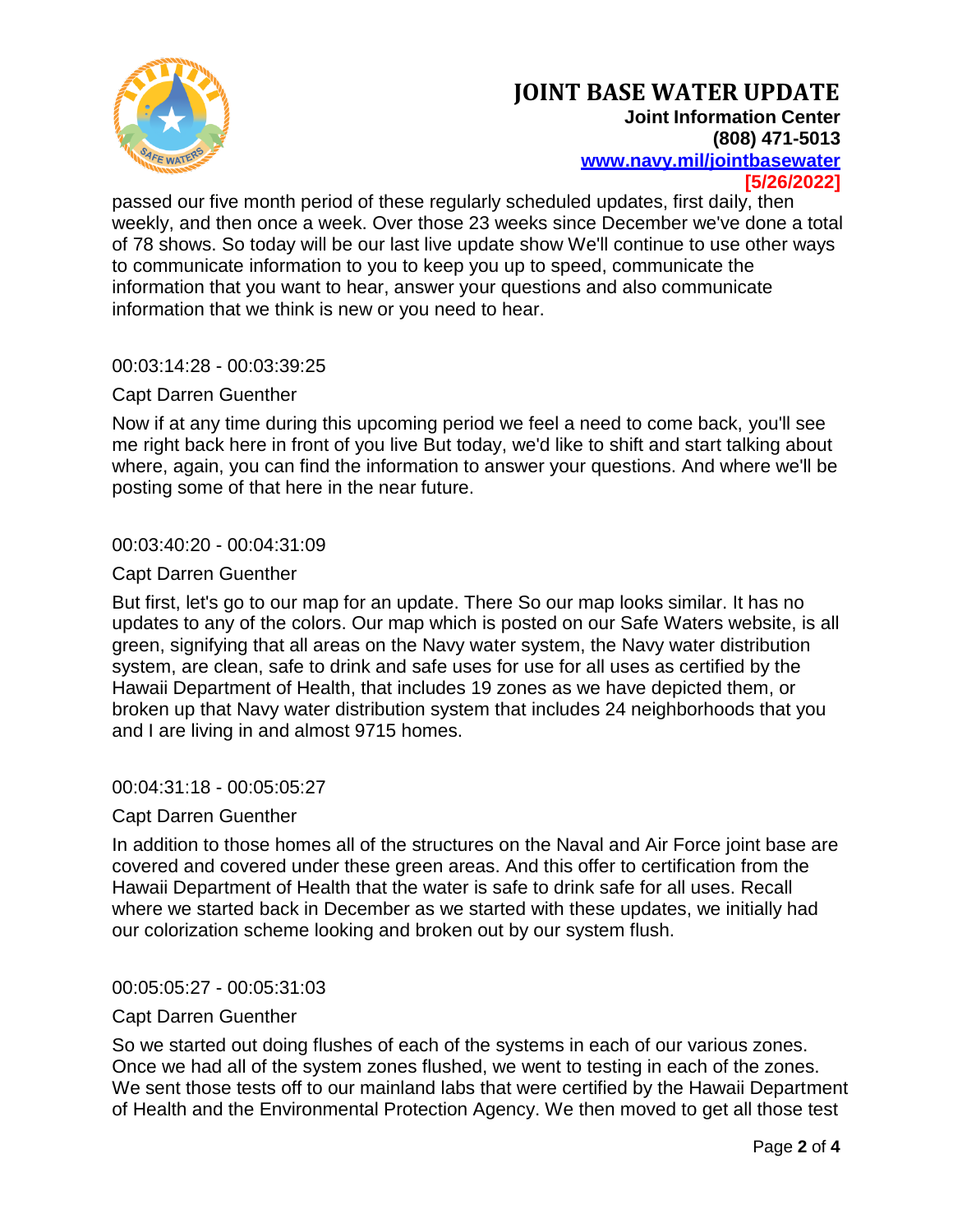passed our five month period of these regularly scheduled updates, first daily, then weekly, and then once a week. Over those 23 weeks since December we've done a total of 78 shows. So today will be our last live update show We'll continue to use other ways to communicate information to you to keep you up to speed, communicate the information that you want to hear, answer your questions and also communicate information that we think is new or you need to hear.

00:03:14:28 - 00:03:39:25

Capt Darren Guenther

Now if at any time during this upcoming period we feel a need to come back, you'll see me right back here in front of you live But today, we'd like to shift and start talking about where, again, you can find the information to answer your questions. And where we'll be posting some of that here in the near future.

00:03:40:20 - 00:04:31:09

Capt Darren Guenther

But first, let's go to our map for an update. There So our map looks similar. It has no updates to any of the colors. Our map which is posted on our Safe Waters website, is all green, signifying that all areas on the Navy water system, the Navy water distribution system, are clean, safe to drink and safe uses for use for all uses as certified by the Hawaii Department of Health, that includes 19 zones as we have depicted them, or broken up that Navy water distribution system that includes 24 neighborhoods that you and I are living in and almost 9715 homes.

00:04:31:18 - 00:05:05:27

Capt Darren Guenther

In addition to those homes all of the structures on the Naval and Air Force joint base are covered and covered under these green areas. And this offer to certification from the Hawaii Department of Health that the water is safe to drink safe for all uses. Recall where we started back in December as we started with these updates, we initially had our colorization scheme looking and broken out by our system flush.

00:05:05:27 - 00:05:31:03

Capt Darren Guenther

So we started out doing flushes of each of the systems in each of our various zones. Once we had all of the system zones flushed, we went to testing in each of the zones. We sent those tests off to our mainland labs that were certified by the Hawaii Department of Health and the Environmental Protection Agency. We then moved to get all those test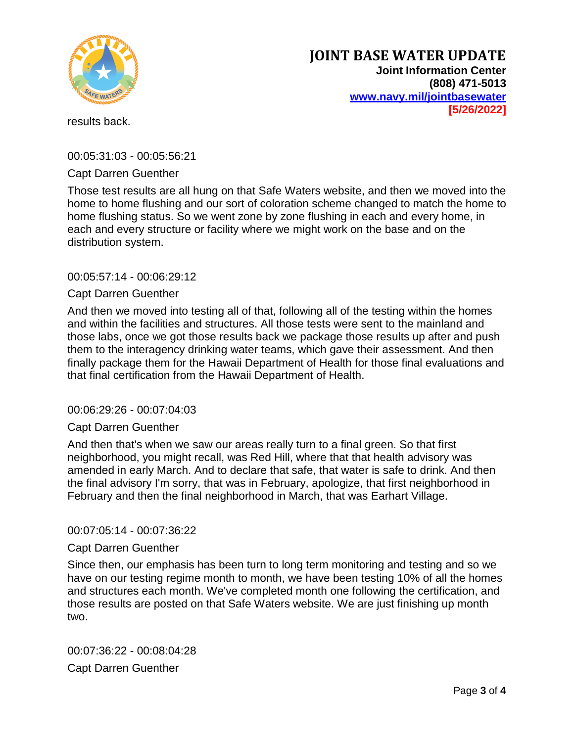results back.

00:05:31:03 - 00:05:56:21

Capt Darren Guenther

Those test results are all hung on that Safe Waters website, and then we moved into the home to home flushing and our sort of coloration scheme changed to match the home to home flushing status. So we went zone by zone flushing in each and every home, in each and every structure or facility where we might work on the base and on the distribution system.

00:05:57:14 - 00:06:29:12

Capt Darren Guenther

And then we moved into testing all of that, following all of the testing within the homes and within the facilities and structures. All those tests were sent to the mainland and those labs, once we got those results back we package those results up after and push them to the interagency drinking water teams, which gave their assessment. And then finally package them for the Hawaii Department of Health for those final evaluations and that final certification from the Hawaii Department of Health.

00:06:29:26 - 00:07:04:03

Capt Darren Guenther

And then that's when we saw our areas really turn to a final green. So that first neighborhood, you might recall, was Red Hill, where that that health advisory was amended in early March. And to declare that safe, that water is safe to drink. And then the final advisory I'm sorry, that was in February, apologize, that first neighborhood in February and then the final neighborhood in March, that was Earhart Village.

00:07:05:14 - 00:07:36:22

Capt Darren Guenther

Since then, our emphasis has been turn to long term monitoring and testing and so we have on our testing regime month to month, we have been testing 10% of all the homes and structures each month. We've completed month one following the certification, and those results are posted on that Safe Waters website. We are just finishing up month two.

00:07:36:22 - 00:08:04:28

Capt Darren Guenther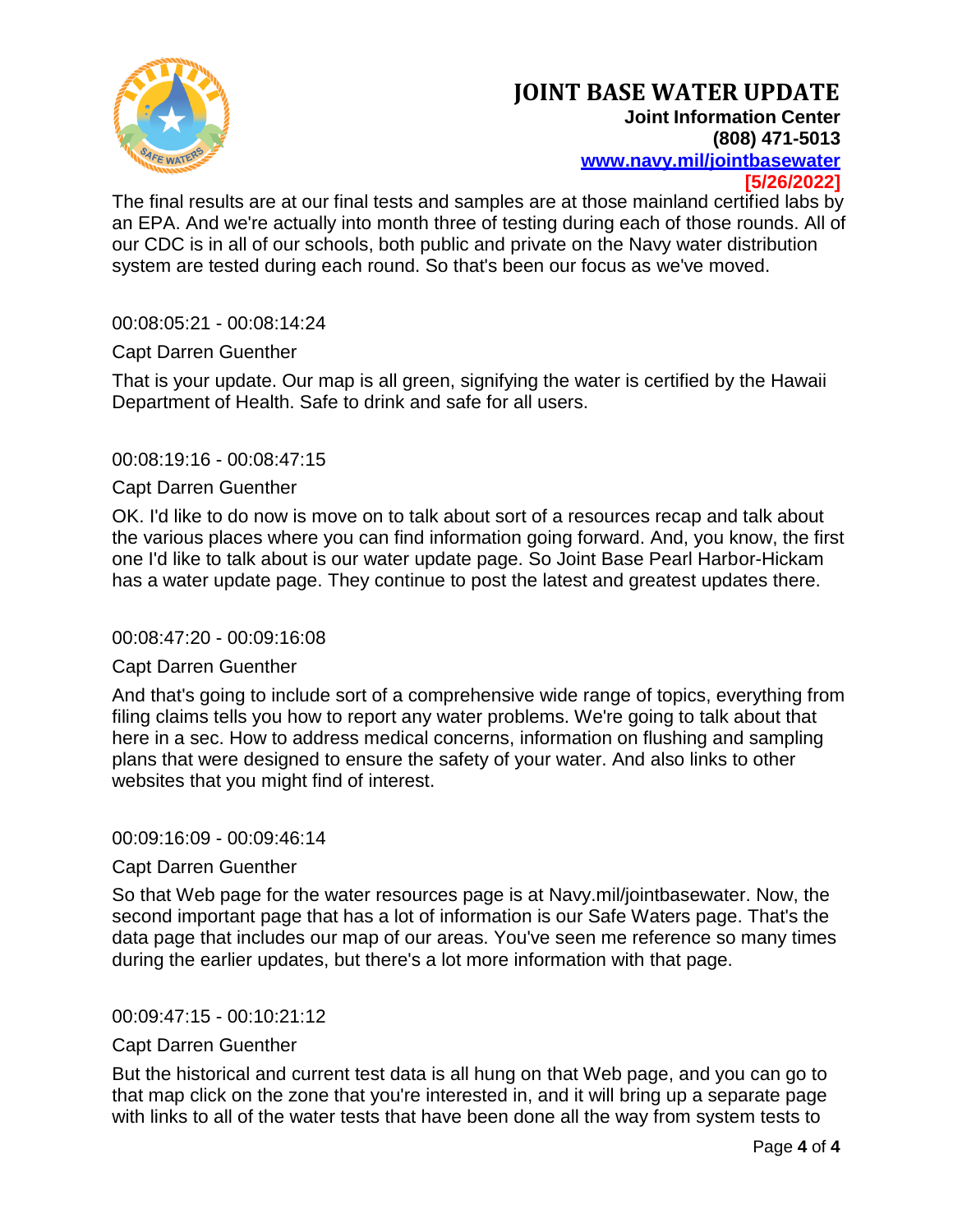The final results are at our final tests and samples are at those mainland certified labs by an EPA. And we're actually into month three of testing during each of those rounds. All of our CDC is in all of our schools, both public and private on the Navy water distribution system are tested during each round. So that's been our focus as we've moved.

00:08:05:21 - 00:08:14:24

Capt Darren Guenther

That is your update. Our map is all green, signifying the water is certified by the Hawaii Department of Health. Safe to drink and safe for all users.

00:08:19:16 - 00:08:47:15

Capt Darren Guenther

OK. I'd like to do now is move on to talk about sort of a resources recap and talk about the various places where you can find information going forward. And, you know, the first one I'd like to talk about is our water update page. So Joint Base Pearl Harbor-Hickam has a water update page. They continue to post the latest and greatest updates there.

00:08:47:20 - 00:09:16:08

Capt Darren Guenther

And that's going to include sort of a comprehensive wide range of topics, everything from filing claims tells you how to report any water problems. We're going to talk about that here in a sec. How to address medical concerns, information on flushing and sampling plans that were designed to ensure the safety of your water. And also links to other websites that you might find of interest.

00:09:16:09 - 00:09:46:14

Capt Darren Guenther

So that Web page for the water resources page is at Navy.mil/jointbasewater. Now, the second important page that has a lot of information is our Safe Waters page. That's the data page that includes our map of our areas. You've seen me reference so many times during the earlier updates, but there's a lot more information with that page.

00:09:47:15 - 00:10:21:12

Capt Darren Guenther

But the historical and current test data is all hung on that Web page, and you can go to that map click on the zone that you're interested in, and it will bring up a separate page with links to all of the water tests that have been done all the way from system tests to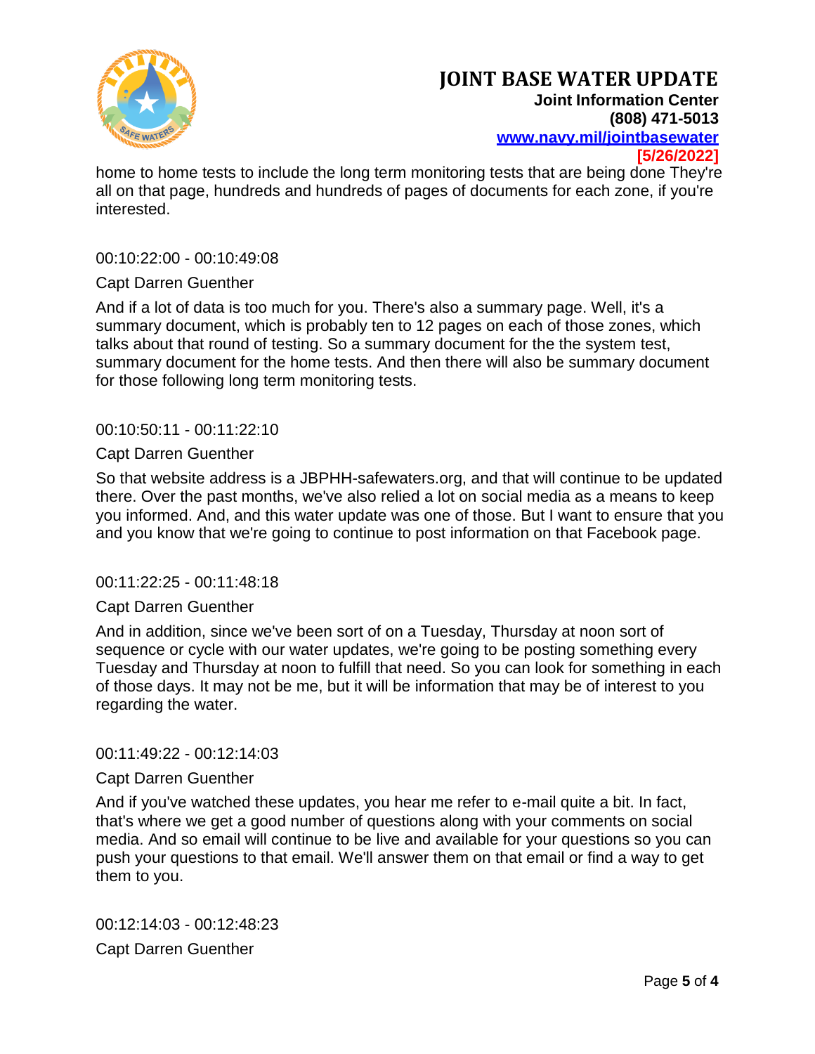home to home tests to include the long term monitoring tests that are being done They're all on that page, hundreds and hundreds of pages of documents for each zone, if you're interested.

00:10:22:00 - 00:10:49:08

Capt Darren Guenther

And if a lot of data is too much for you. There's also a summary page. Well, it's a summary document, which is probably ten to 12 pages on each of those zones, which talks about that round of testing. So a summary document for the the system test, summary document for the home tests. And then there will also be summary document for those following long term monitoring tests.

00:10:50:11 - 00:11:22:10

Capt Darren Guenther

So that website address is a JBPHH-safewaters.org, and that will continue to be updated there. Over the past months, we've also relied a lot on social media as a means to keep you informed. And, and this water update was one of those. But I want to ensure that you and you know that we're going to continue to post information on that Facebook page.

00:11:22:25 - 00:11:48:18

Capt Darren Guenther

And in addition, since we've been sort of on a Tuesday, Thursday at noon sort of sequence or cycle with our water updates, we're going to be posting something every Tuesday and Thursday at noon to fulfill that need. So you can look for something in each of those days. It may not be me, but it will be information that may be of interest to you regarding the water.

00:11:49:22 - 00:12:14:03

Capt Darren Guenther

And if you've watched these updates, you hear me refer to e-mail quite a bit. In fact, that's where we get a good number of questions along with your comments on social media. And so email will continue to be live and available for your questions so you can push your questions to that email. We'll answer them on that email or find a way to get them to you.

00:12:14:03 - 00:12:48:23

Capt Darren Guenther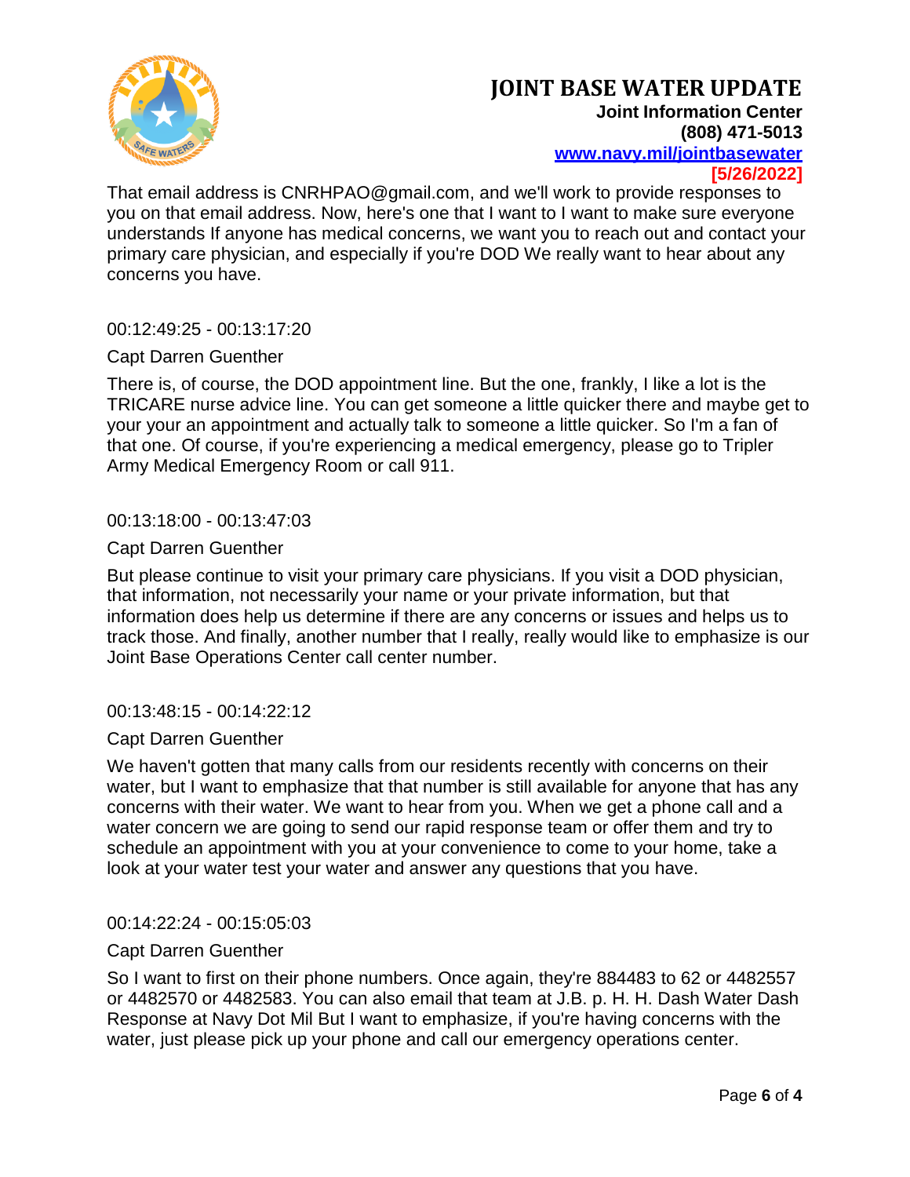That email address is CNRHPAO@gmail.com, and we'll work to provide responses to you on that email address. Now, here's one that I want to I want to make sure everyone understands If anyone has medical concerns, we want you to reach out and contact your primary care physician, and especially if you're DOD We really want to hear about any concerns you have.

00:12:49:25 - 00:13:17:20

Capt Darren Guenther

There is, of course, the DOD appointment line. But the one, frankly, I like a lot is the TRICARE nurse advice line. You can get someone a little quicker there and maybe get to your your an appointment and actually talk to someone a little quicker. So I'm a fan of that one. Of course, if you're experiencing a medical emergency, please go to Tripler Army Medical Emergency Room or call 911.

00:13:18:00 - 00:13:47:03

Capt Darren Guenther

But please continue to visit your primary care physicians. If you visit a DOD physician, that information, not necessarily your name or your private information, but that information does help us determine if there are any concerns or issues and helps us to track those. And finally, another number that I really, really would like to emphasize is our Joint Base Operations Center call center number.

00:13:48:15 - 00:14:22:12

Capt Darren Guenther

We haven't gotten that many calls from our residents recently with concerns on their water, but I want to emphasize that that number is still available for anyone that has any concerns with their water. We want to hear from you. When we get a phone call and a water concern we are going to send our rapid response team or offer them and try to schedule an appointment with you at your convenience to come to your home, take a look at your water test your water and answer any questions that you have.

00:14:22:24 - 00:15:05:03

Capt Darren Guenther

So I want to first on their phone numbers. Once again, they're 884483 to 62 or 4482557 or 4482570 or 4482583. You can also email that team at J.B. p. H. H. Dash Water Dash Response at Navy Dot Mil But I want to emphasize, if you're having concerns with the water, just please pick up your phone and call our emergency operations center.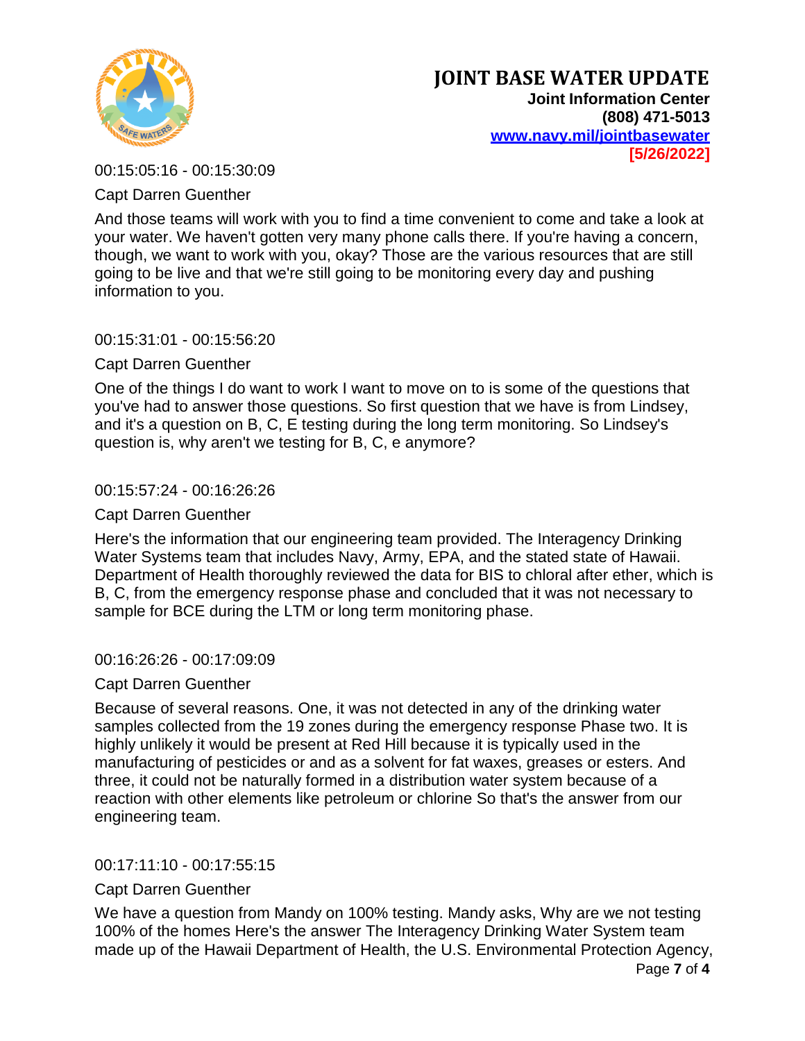00:15:05:16 - 00:15:30:09

Capt Darren Guenther

And those teams will work with you to find a time convenient to come and take a look at your water. We haven't gotten very many phone calls there. If you're having a concern, though, we want to work with you, okay? Those are the various resources that are still going to be live and that we're still going to be monitoring every day and pushing information to you.

00:15:31:01 - 00:15:56:20

Capt Darren Guenther

One of the things I do want to work I want to move on to is some of the questions that you've had to answer those questions. So first question that we have is from Lindsey, and it's a question on B, C, E testing during the long term monitoring. So Lindsey's question is, why aren't we testing for B, C, e anymore?

00:15:57:24 - 00:16:26:26

Capt Darren Guenther

Here's the information that our engineering team provided. The Interagency Drinking Water Systems team that includes Navy, Army, EPA, and the stated state of Hawaii. Department of Health thoroughly reviewed the data for BIS to chloral after ether, which is B, C, from the emergency response phase and concluded that it was not necessary to sample for BCE during the LTM or long term monitoring phase.

00:16:26:26 - 00:17:09:09

Capt Darren Guenther

Because of several reasons. One, it was not detected in any of the drinking water samples collected from the 19 zones during the emergency response Phase two. It is highly unlikely it would be present at Red Hill because it is typically used in the manufacturing of pesticides or and as a solvent for fat waxes, greases or esters. And three, it could not be naturally formed in a distribution water system because of a reaction with other elements like petroleum or chlorine So that's the answer from our engineering team.

00:17:11:10 - 00:17:55:15

Capt Darren Guenther

We have a question from Mandy on 100% testing. Mandy asks, Why are we not testing 100% of the homes Here's the answer The Interagency Drinking Water System team made up of the Hawaii Department of Health, the U.S. Environmental Protection Agency,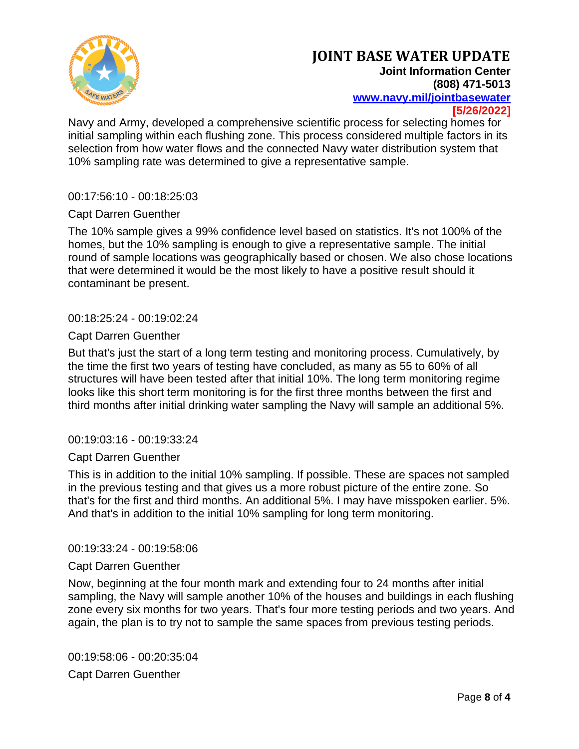Navy and Army, developed a comprehensive scientific process for selecting homes for initial sampling within each flushing zone. This process considered multiple factors in its selection from how water flows and the connected Navy water distribution system that 10% sampling rate was determined to give a representative sample.

00:17:56:10 - 00:18:25:03

Capt Darren Guenther

The 10% sample gives a 99% confidence level based on statistics. It's not 100% of the homes, but the 10% sampling is enough to give a representative sample. The initial round of sample locations was geographically based or chosen. We also chose locations that were determined it would be the most likely to have a positive result should it contaminant be present.

00:18:25:24 - 00:19:02:24

Capt Darren Guenther

But that's just the start of a long term testing and monitoring process. Cumulatively, by the time the first two years of testing have concluded, as many as 55 to 60% of all structures will have been tested after that initial 10%. The long term monitoring regime looks like this short term monitoring is for the first three months between the first and third months after initial drinking water sampling the Navy will sample an additional 5%.

00:19:03:16 - 00:19:33:24

Capt Darren Guenther

This is in addition to the initial 10% sampling. If possible. These are spaces not sampled in the previous testing and that gives us a more robust picture of the entire zone. So that's for the first and third months. An additional 5%. I may have misspoken earlier. 5%. And that's in addition to the initial 10% sampling for long term monitoring.

00:19:33:24 - 00:19:58:06

Capt Darren Guenther

Now, beginning at the four month mark and extending four to 24 months after initial sampling, the Navy will sample another 10% of the houses and buildings in each flushing zone every six months for two years. That's four more testing periods and two years. And again, the plan is to try not to sample the same spaces from previous testing periods.

00:19:58:06 - 00:20:35:04

Capt Darren Guenther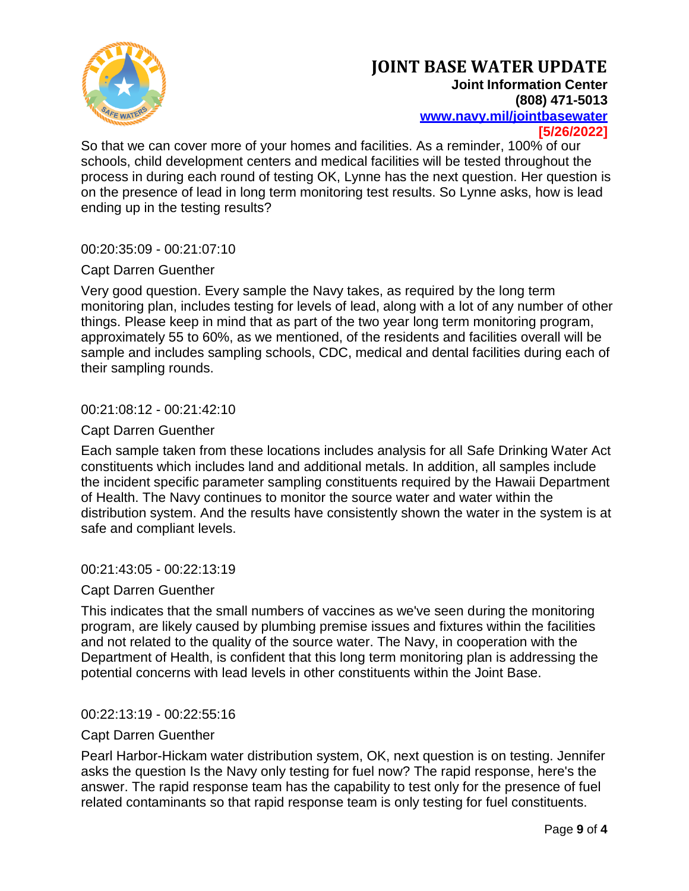So that we can cover more of your homes and facilities. As a reminder, 100% of our schools, child development centers and medical facilities will be tested throughout the process in during each round of testing OK, Lynne has the next question. Her question is on the presence of lead in long term monitoring test results. So Lynne asks, how is lead ending up in the testing results?

00:20:35:09 - 00:21:07:10

Capt Darren Guenther

Very good question. Every sample the Navy takes, as required by the long term monitoring plan, includes testing for levels of lead, along with a lot of any number of other things. Please keep in mind that as part of the two year long term monitoring program, approximately 55 to 60%, as we mentioned, of the residents and facilities overall will be sample and includes sampling schools, CDC, medical and dental facilities during each of their sampling rounds.

00:21:08:12 - 00:21:42:10

Capt Darren Guenther

Each sample taken from these locations includes analysis for all Safe Drinking Water Act constituents which includes land and additional metals. In addition, all samples include the incident specific parameter sampling constituents required by the Hawaii Department of Health. The Navy continues to monitor the source water and water within the distribution system. And the results have consistently shown the water in the system is at safe and compliant levels.

00:21:43:05 - 00:22:13:19

Capt Darren Guenther

This indicates that the small numbers of vaccines as we've seen during the monitoring program, are likely caused by plumbing premise issues and fixtures within the facilities and not related to the quality of the source water. The Navy, in cooperation with the Department of Health, is confident that this long term monitoring plan is addressing the potential concerns with lead levels in other constituents within the Joint Base.

00:22:13:19 - 00:22:55:16

Capt Darren Guenther

Pearl Harbor-Hickam water distribution system, OK, next question is on testing. Jennifer asks the question Is the Navy only testing for fuel now? The rapid response, here's the answer. The rapid response team has the capability to test only for the presence of fuel related contaminants so that rapid response team is only testing for fuel constituents.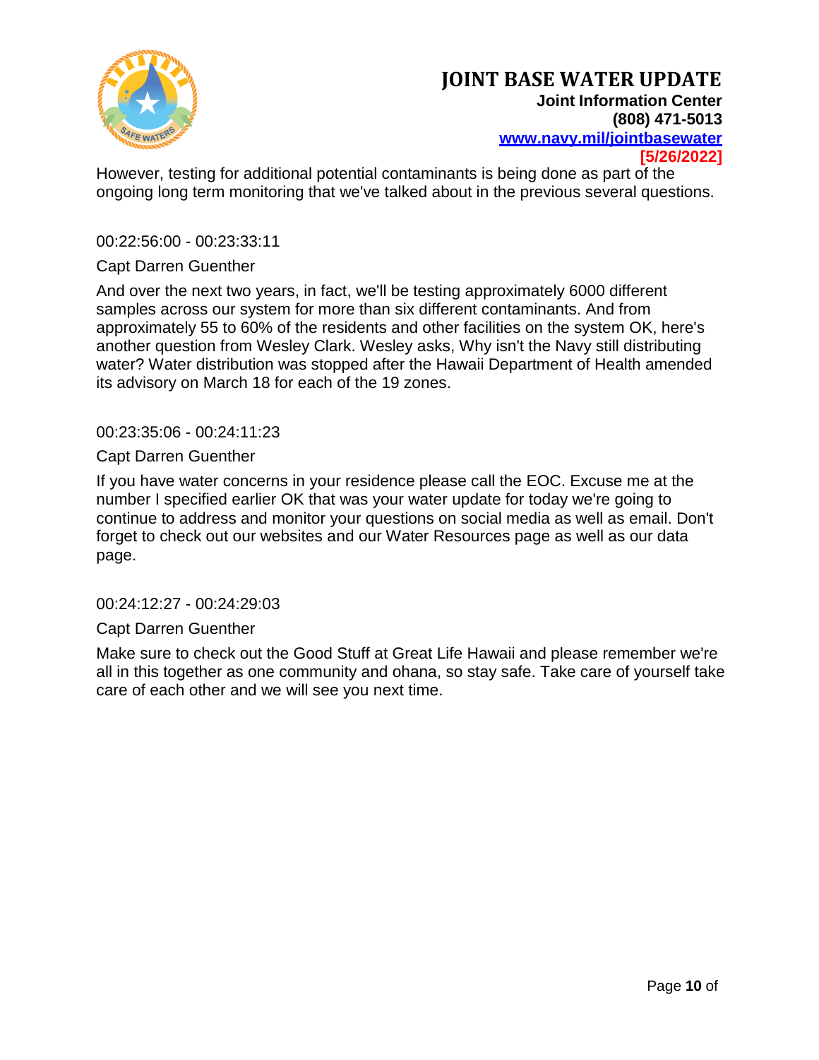However, testing for additional potential contaminants is being done as part of the ongoing long term monitoring that we've talked about in the previous several questions.

00:22:56:00 - 00:23:33:11

Capt Darren Guenther

And over the next two years, in fact, we'll be testing approximately 6000 different samples across our system for more than six different contaminants. And from approximately 55 to 60% of the residents and other facilities on the system OK, here's another question from Wesley Clark. Wesley asks, Why isn't the Navy still distributing water? Water distribution was stopped after the Hawaii Department of Health amended its advisory on March 18 for each of the 19 zones.

00:23:35:06 - 00:24:11:23

Capt Darren Guenther

If you have water concerns in your residence please call the EOC. Excuse me at the number I specified earlier OK that was your water update for today we're going to continue to address and monitor your questions on social media as well as email. Don't forget to check out our websites and our Water Resources page as well as our data page.

00:24:12:27 - 00:24:29:03

Capt Darren Guenther

Make sure to check out the Good Stuff at Great Life Hawaii and please remember we're all in this together as one community and ohana, so stay safe. Take care of yourself take care of each other and we will see you next time.